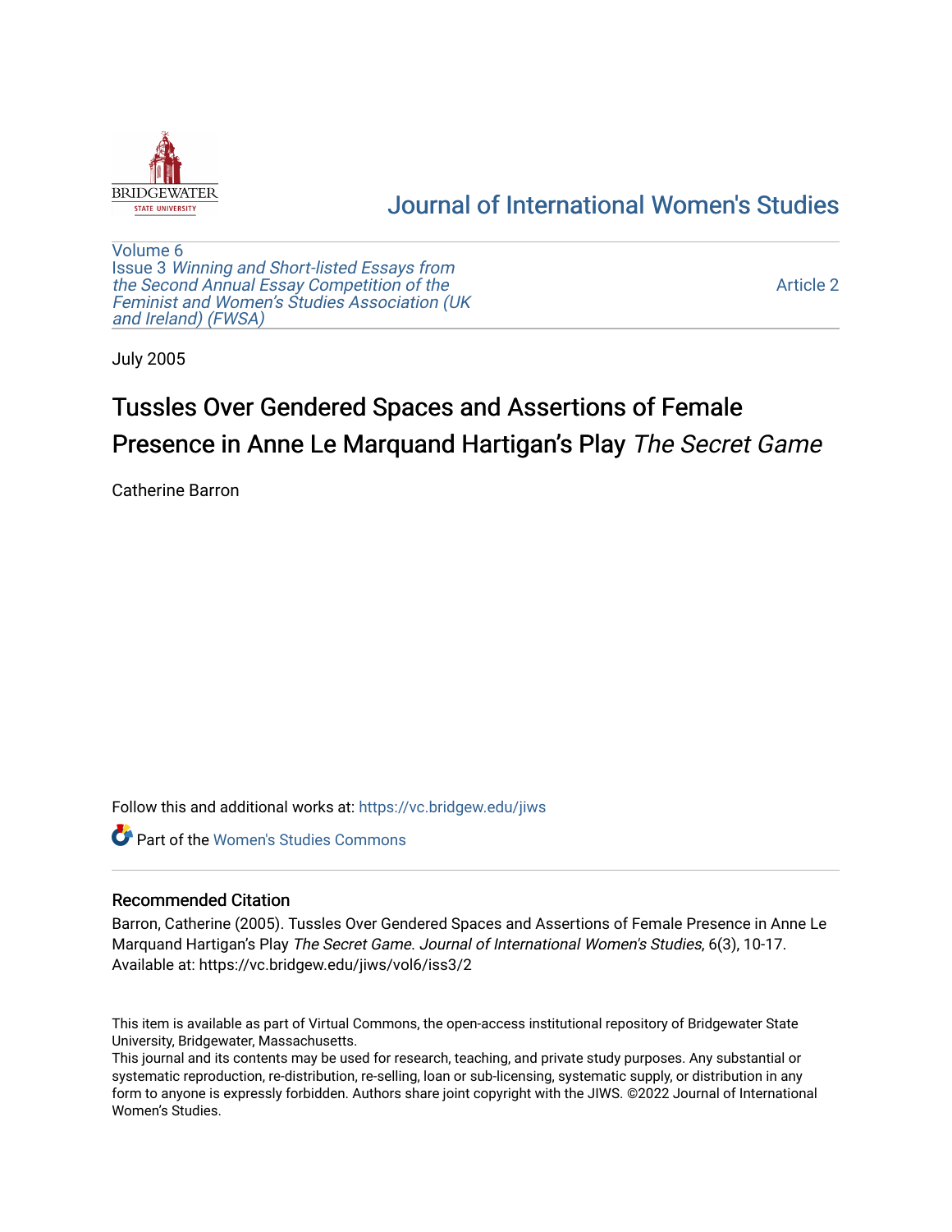# Journal of International Women's Studies

Volume 6
Issue 3 *Winning and Short-listed Essays from the Second Annual Essay Competition of the Feminist and Women's Studies Association (UK and Ireland) (FWSA)*

Article 2

July 2005

# Tussles Over Gendered Spaces and Assertions of Female Presence in Anne Le Marquand Hartigan's Play *The Secret Game*

Catherine Barron

Follow this and additional works at: https://vc.bridgew.edu/jiws

Part of the Women's Studies Commons

## Recommended Citation

Barron, Catherine (2005). Tussles Over Gendered Spaces and Assertions of Female Presence in Anne Le Marquand Hartigan's Play *The Secret Game*. *Journal of International Women's Studies*, 6(3), 10-17.
Available at: https://vc.bridgew.edu/jiws/vol6/iss3/2

This item is available as part of Virtual Commons, the open-access institutional repository of Bridgewater State University, Bridgewater, Massachusetts.
This journal and its contents may be used for research, teaching, and private study purposes. Any substantial or systematic reproduction, re-distribution, re-selling, loan or sub-licensing, systematic supply, or distribution in any form to anyone is expressly forbidden. Authors share joint copyright with the JIWS. ©2022 Journal of International Women's Studies.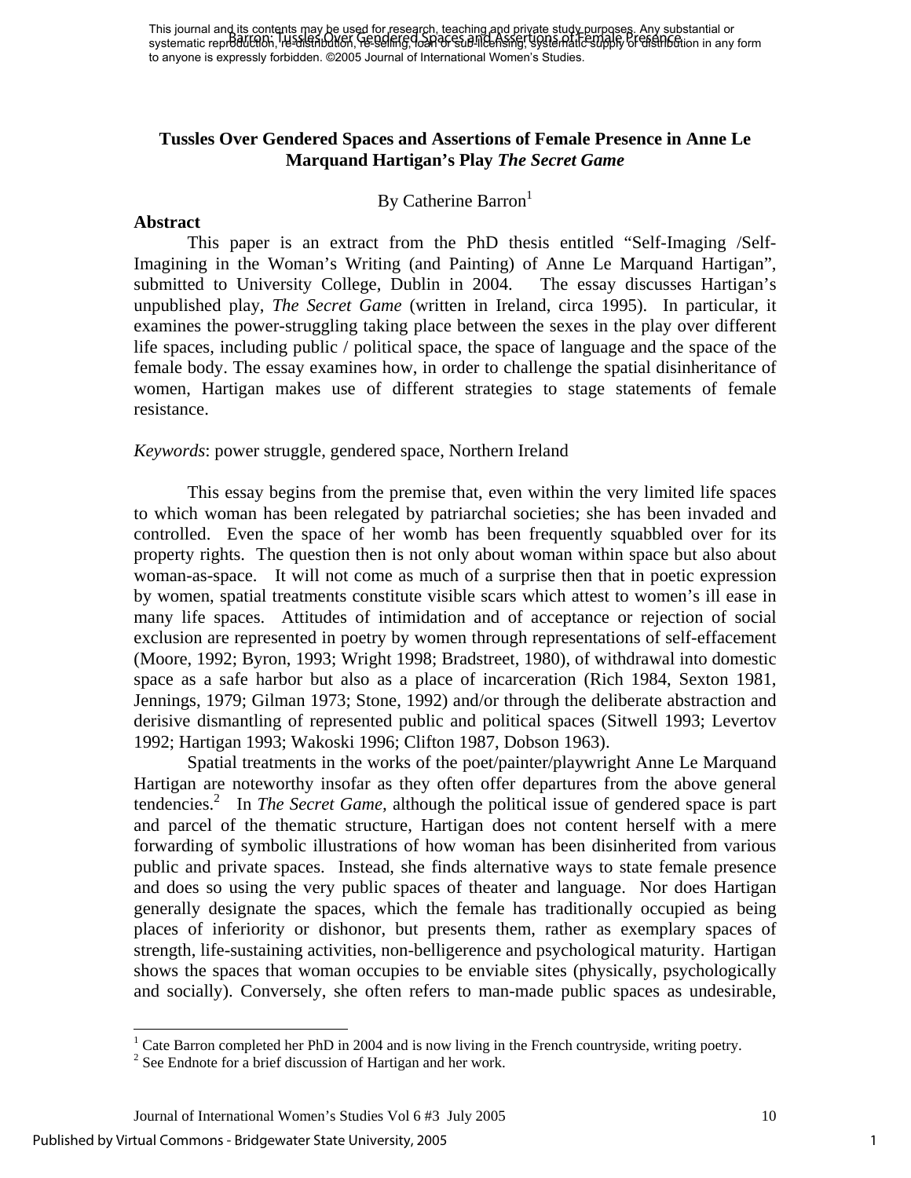# Tussles Over Gendered Spaces and Assertions of Female Presence in Anne Le Marquand Hartigan's Play *The Secret Game*

By Catherine Barron[1]

## Abstract

This paper is an extract from the PhD thesis entitled "Self-Imaging /Self-Imagining in the Woman's Writing (and Painting) of Anne Le Marquand Hartigan", submitted to University College, Dublin in 2004. The essay discusses Hartigan's unpublished play, *The Secret Game* (written in Ireland, circa 1995). In particular, it examines the power-struggling taking place between the sexes in the play over different life spaces, including public / political space, the space of language and the space of the female body. The essay examines how, in order to challenge the spatial disinheritance of women, Hartigan makes use of different strategies to stage statements of female resistance.

*Keywords*: power struggle, gendered space, Northern Ireland

This essay begins from the premise that, even within the very limited life spaces to which woman has been relegated by patriarchal societies; she has been invaded and controlled. Even the space of her womb has been frequently squabbled over for its property rights. The question then is not only about woman within space but also about woman-as-space. It will not come as much of a surprise then that in poetic expression by women, spatial treatments constitute visible scars which attest to women's ill ease in many life spaces. Attitudes of intimidation and of acceptance or rejection of social exclusion are represented in poetry by women through representations of self-effacement (Moore, 1992; Byron, 1993; Wright 1998; Bradstreet, 1980), of withdrawal into domestic space as a safe harbor but also as a place of incarceration (Rich 1984, Sexton 1981, Jennings, 1979; Gilman 1973; Stone, 1992) and/or through the deliberate abstraction and derisive dismantling of represented public and political spaces (Sitwell 1993; Levertov 1992; Hartigan 1993; Wakoski 1996; Clifton 1987, Dobson 1963).

Spatial treatments in the works of the poet/painter/playwright Anne Le Marquand Hartigan are noteworthy insofar as they often offer departures from the above general tendencies.[2] In *The Secret Game,* although the political issue of gendered space is part and parcel of the thematic structure, Hartigan does not content herself with a mere forwarding of symbolic illustrations of how woman has been disinherited from various public and private spaces. Instead, she finds alternative ways to state female presence and does so using the very public spaces of theater and language. Nor does Hartigan generally designate the spaces, which the female has traditionally occupied as being places of inferiority or dishonor, but presents them, rather as exemplary spaces of strength, life-sustaining activities, non-belligerence and psychological maturity. Hartigan shows the spaces that woman occupies to be enviable sites (physically, psychologically and socially). Conversely, she often refers to man-made public spaces as undesirable,

---

[1] Cate Barron completed her PhD in 2004 and is now living in the French countryside, writing poetry.

[2] See Endnote for a brief discussion of Hartigan and her work.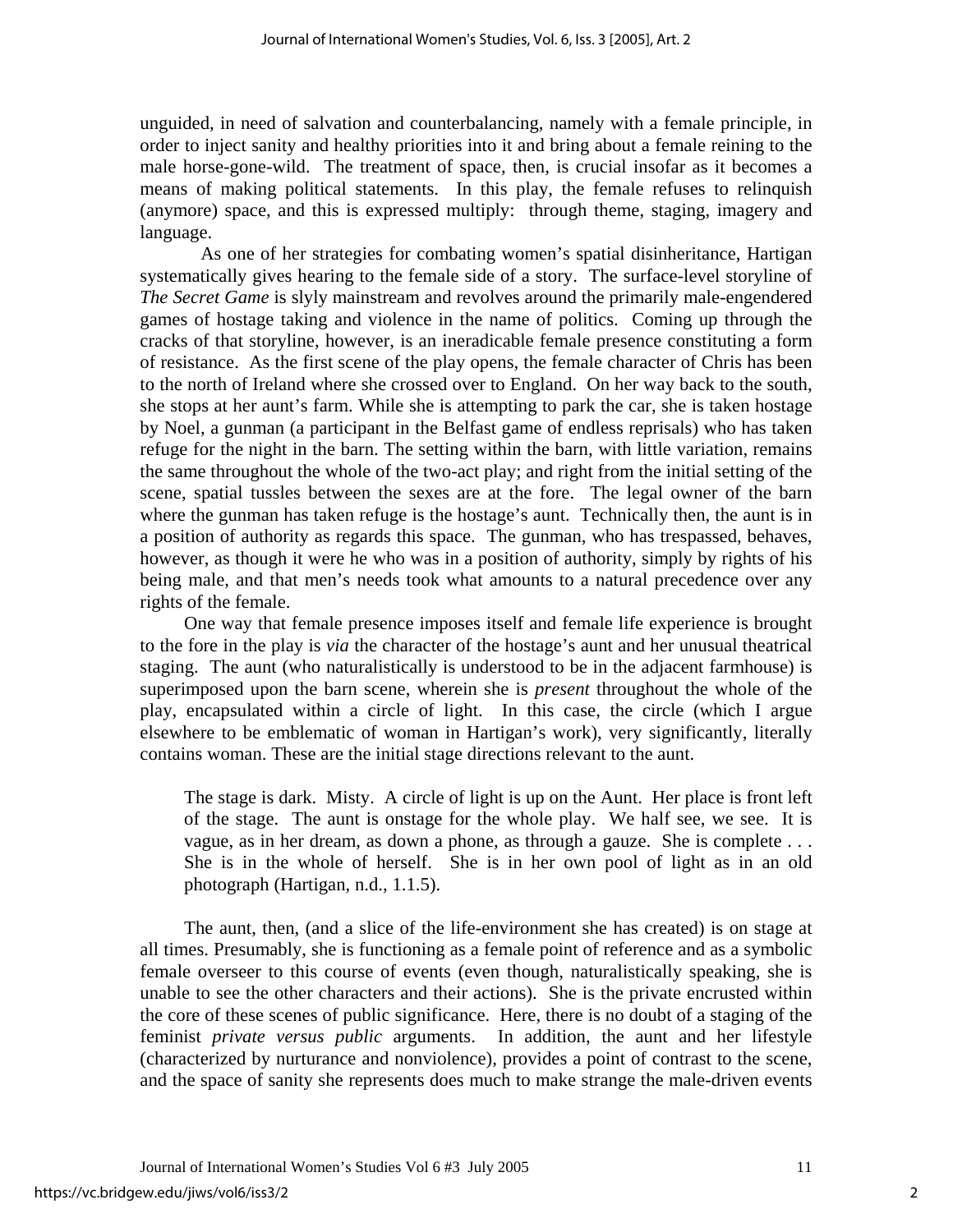unguided, in need of salvation and counterbalancing, namely with a female principle, in order to inject sanity and healthy priorities into it and bring about a female reining to the male horse-gone-wild. The treatment of space, then, is crucial insofar as it becomes a means of making political statements. In this play, the female refuses to relinquish (anymore) space, and this is expressed multiply: through theme, staging, imagery and language.

As one of her strategies for combating women's spatial disinheritance, Hartigan systematically gives hearing to the female side of a story. The surface-level storyline of *The Secret Game* is slyly mainstream and revolves around the primarily male-engendered games of hostage taking and violence in the name of politics. Coming up through the cracks of that storyline, however, is an ineradicable female presence constituting a form of resistance. As the first scene of the play opens, the female character of Chris has been to the north of Ireland where she crossed over to England. On her way back to the south, she stops at her aunt's farm. While she is attempting to park the car, she is taken hostage by Noel, a gunman (a participant in the Belfast game of endless reprisals) who has taken refuge for the night in the barn. The setting within the barn, with little variation, remains the same throughout the whole of the two-act play; and right from the initial setting of the scene, spatial tussles between the sexes are at the fore. The legal owner of the barn where the gunman has taken refuge is the hostage's aunt. Technically then, the aunt is in a position of authority as regards this space. The gunman, who has trespassed, behaves, however, as though it were he who was in a position of authority, simply by rights of his being male, and that men's needs took what amounts to a natural precedence over any rights of the female.

One way that female presence imposes itself and female life experience is brought to the fore in the play is *via* the character of the hostage's aunt and her unusual theatrical staging. The aunt (who naturalistically is understood to be in the adjacent farmhouse) is superimposed upon the barn scene, wherein she is *present* throughout the whole of the play, encapsulated within a circle of light. In this case, the circle (which I argue elsewhere to be emblematic of woman in Hartigan's work), very significantly, literally contains woman. These are the initial stage directions relevant to the aunt.

> The stage is dark. Misty. A circle of light is up on the Aunt. Her place is front left of the stage. The aunt is onstage for the whole play. We half see, we see. It is vague, as in her dream, as down a phone, as through a gauze. She is complete . . . She is in the whole of herself. She is in her own pool of light as in an old photograph (Hartigan, n.d., 1.1.5).

The aunt, then, (and a slice of the life-environment she has created) is on stage at all times. Presumably, she is functioning as a female point of reference and as a symbolic female overseer to this course of events (even though, naturalistically speaking, she is unable to see the other characters and their actions). She is the private encrusted within the core of these scenes of public significance. Here, there is no doubt of a staging of the feminist *private versus public* arguments. In addition, the aunt and her lifestyle (characterized by nurturance and nonviolence), provides a point of contrast to the scene, and the space of sanity she represents does much to make strange the male-driven events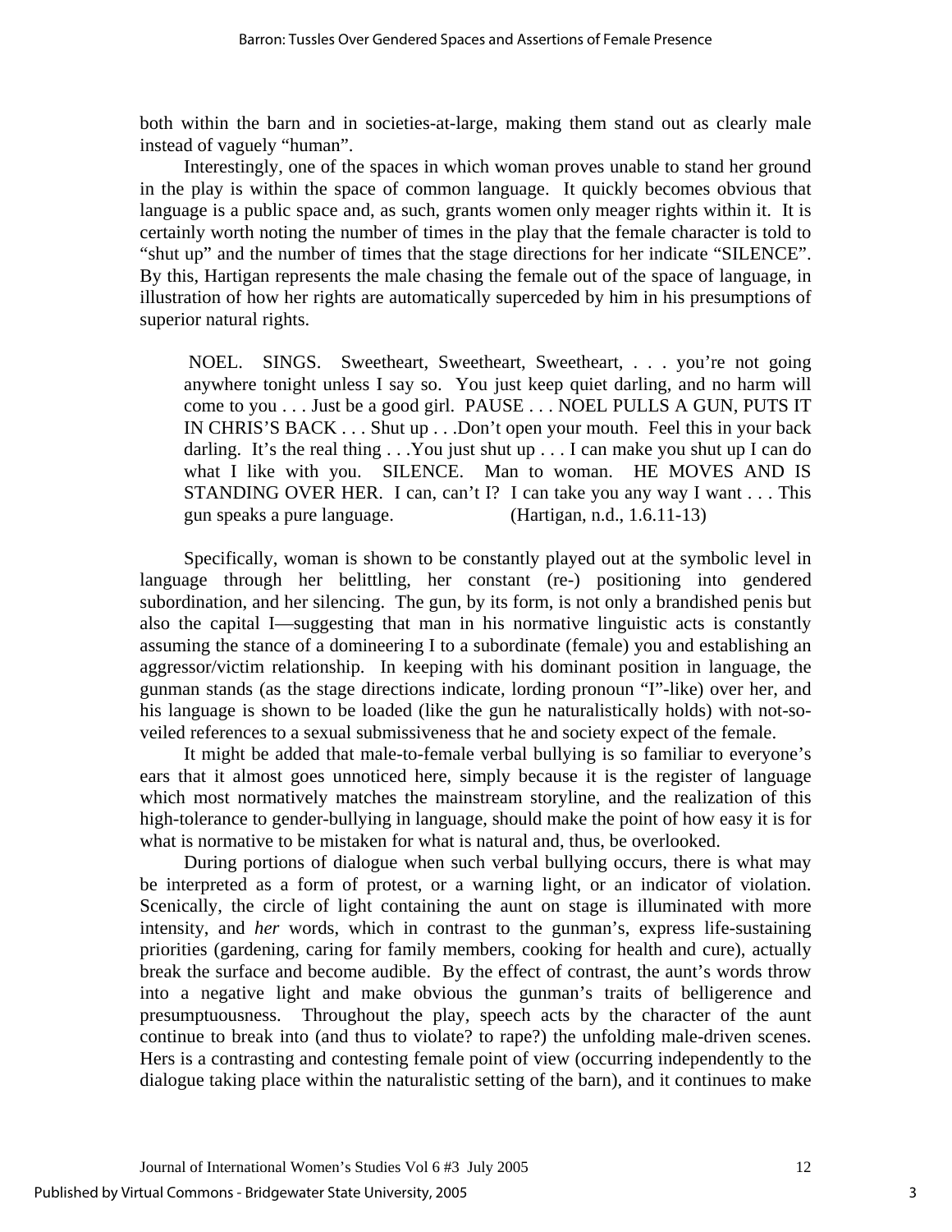both within the barn and in societies-at-large, making them stand out as clearly male instead of vaguely "human".

Interestingly, one of the spaces in which woman proves unable to stand her ground in the play is within the space of common language. It quickly becomes obvious that language is a public space and, as such, grants women only meager rights within it. It is certainly worth noting the number of times in the play that the female character is told to "shut up" and the number of times that the stage directions for her indicate "SILENCE". By this, Hartigan represents the male chasing the female out of the space of language, in illustration of how her rights are automatically superceded by him in his presumptions of superior natural rights.

> NOEL. SINGS. Sweetheart, Sweetheart, Sweetheart, . . . you're not going anywhere tonight unless I say so. You just keep quiet darling, and no harm will come to you . . . Just be a good girl. PAUSE . . . NOEL PULLS A GUN, PUTS IT IN CHRIS'S BACK . . . Shut up . . .Don't open your mouth. Feel this in your back darling. It's the real thing . . .You just shut up . . . I can make you shut up I can do what I like with you. SILENCE. Man to woman. HE MOVES AND IS STANDING OVER HER. I can, can't I? I can take you any way I want . . . This gun speaks a pure language. (Hartigan, n.d., 1.6.11-13)

Specifically, woman is shown to be constantly played out at the symbolic level in language through her belittling, her constant (re-) positioning into gendered subordination, and her silencing. The gun, by its form, is not only a brandished penis but also the capital I—suggesting that man in his normative linguistic acts is constantly assuming the stance of a domineering I to a subordinate (female) you and establishing an aggressor/victim relationship. In keeping with his dominant position in language, the gunman stands (as the stage directions indicate, lording pronoun "I"-like) over her, and his language is shown to be loaded (like the gun he naturalistically holds) with not-so-veiled references to a sexual submissiveness that he and society expect of the female.

It might be added that male-to-female verbal bullying is so familiar to everyone's ears that it almost goes unnoticed here, simply because it is the register of language which most normatively matches the mainstream storyline, and the realization of this high-tolerance to gender-bullying in language, should make the point of how easy it is for what is normative to be mistaken for what is natural and, thus, be overlooked.

During portions of dialogue when such verbal bullying occurs, there is what may be interpreted as a form of protest, or a warning light, or an indicator of violation. Scenically, the circle of light containing the aunt on stage is illuminated with more intensity, and *her* words, which in contrast to the gunman's, express life-sustaining priorities (gardening, caring for family members, cooking for health and cure), actually break the surface and become audible. By the effect of contrast, the aunt's words throw into a negative light and make obvious the gunman's traits of belligerence and presumptuousness. Throughout the play, speech acts by the character of the aunt continue to break into (and thus to violate? to rape?) the unfolding male-driven scenes. Hers is a contrasting and contesting female point of view (occurring independently to the dialogue taking place within the naturalistic setting of the barn), and it continues to make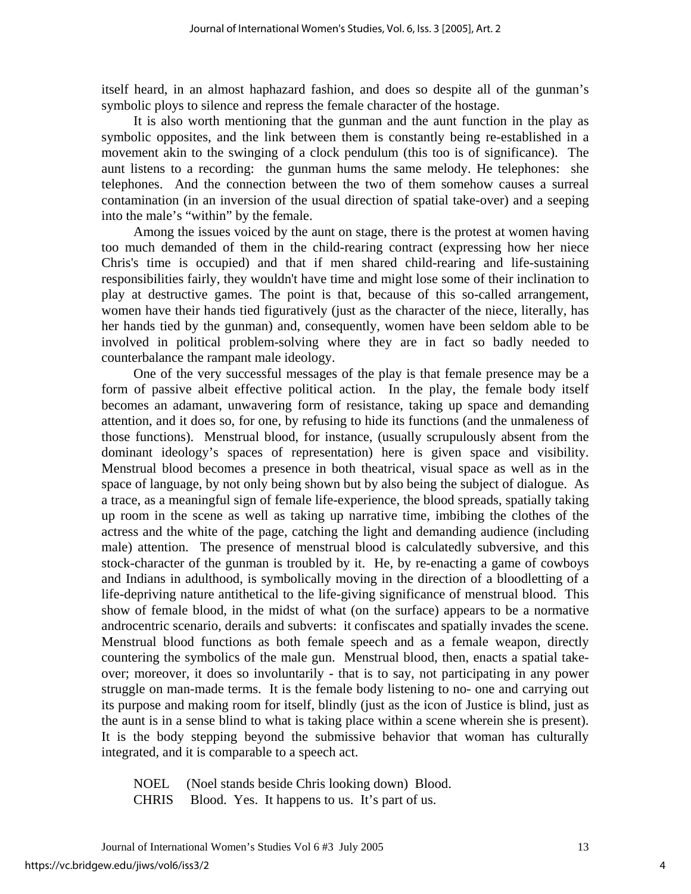itself heard, in an almost haphazard fashion, and does so despite all of the gunman's symbolic ploys to silence and repress the female character of the hostage.

It is also worth mentioning that the gunman and the aunt function in the play as symbolic opposites, and the link between them is constantly being re-established in a movement akin to the swinging of a clock pendulum (this too is of significance). The aunt listens to a recording: the gunman hums the same melody. He telephones: she telephones. And the connection between the two of them somehow causes a surreal contamination (in an inversion of the usual direction of spatial take-over) and a seeping into the male's "within" by the female.

Among the issues voiced by the aunt on stage, there is the protest at women having too much demanded of them in the child-rearing contract (expressing how her niece Chris's time is occupied) and that if men shared child-rearing and life-sustaining responsibilities fairly, they wouldn't have time and might lose some of their inclination to play at destructive games. The point is that, because of this so-called arrangement, women have their hands tied figuratively (just as the character of the niece, literally, has her hands tied by the gunman) and, consequently, women have been seldom able to be involved in political problem-solving where they are in fact so badly needed to counterbalance the rampant male ideology.

One of the very successful messages of the play is that female presence may be a form of passive albeit effective political action. In the play, the female body itself becomes an adamant, unwavering form of resistance, taking up space and demanding attention, and it does so, for one, by refusing to hide its functions (and the unmaleness of those functions). Menstrual blood, for instance, (usually scrupulously absent from the dominant ideology's spaces of representation) here is given space and visibility. Menstrual blood becomes a presence in both theatrical, visual space as well as in the space of language, by not only being shown but by also being the subject of dialogue. As a trace, as a meaningful sign of female life-experience, the blood spreads, spatially taking up room in the scene as well as taking up narrative time, imbibing the clothes of the actress and the white of the page, catching the light and demanding audience (including male) attention. The presence of menstrual blood is calculatedly subversive, and this stock-character of the gunman is troubled by it. He, by re-enacting a game of cowboys and Indians in adulthood, is symbolically moving in the direction of a bloodletting of a life-depriving nature antithetical to the life-giving significance of menstrual blood. This show of female blood, in the midst of what (on the surface) appears to be a normative androcentric scenario, derails and subverts: it confiscates and spatially invades the scene. Menstrual blood functions as both female speech and as a female weapon, directly countering the symbolics of the male gun. Menstrual blood, then, enacts a spatial take-over; moreover, it does so involuntarily - that is to say, not participating in any power struggle on man-made terms. It is the female body listening to no- one and carrying out its purpose and making room for itself, blindly (just as the icon of Justice is blind, just as the aunt is in a sense blind to what is taking place within a scene wherein she is present). It is the body stepping beyond the submissive behavior that woman has culturally integrated, and it is comparable to a speech act.

NOEL (Noel stands beside Chris looking down) Blood.
CHRIS Blood. Yes. It happens to us. It's part of us.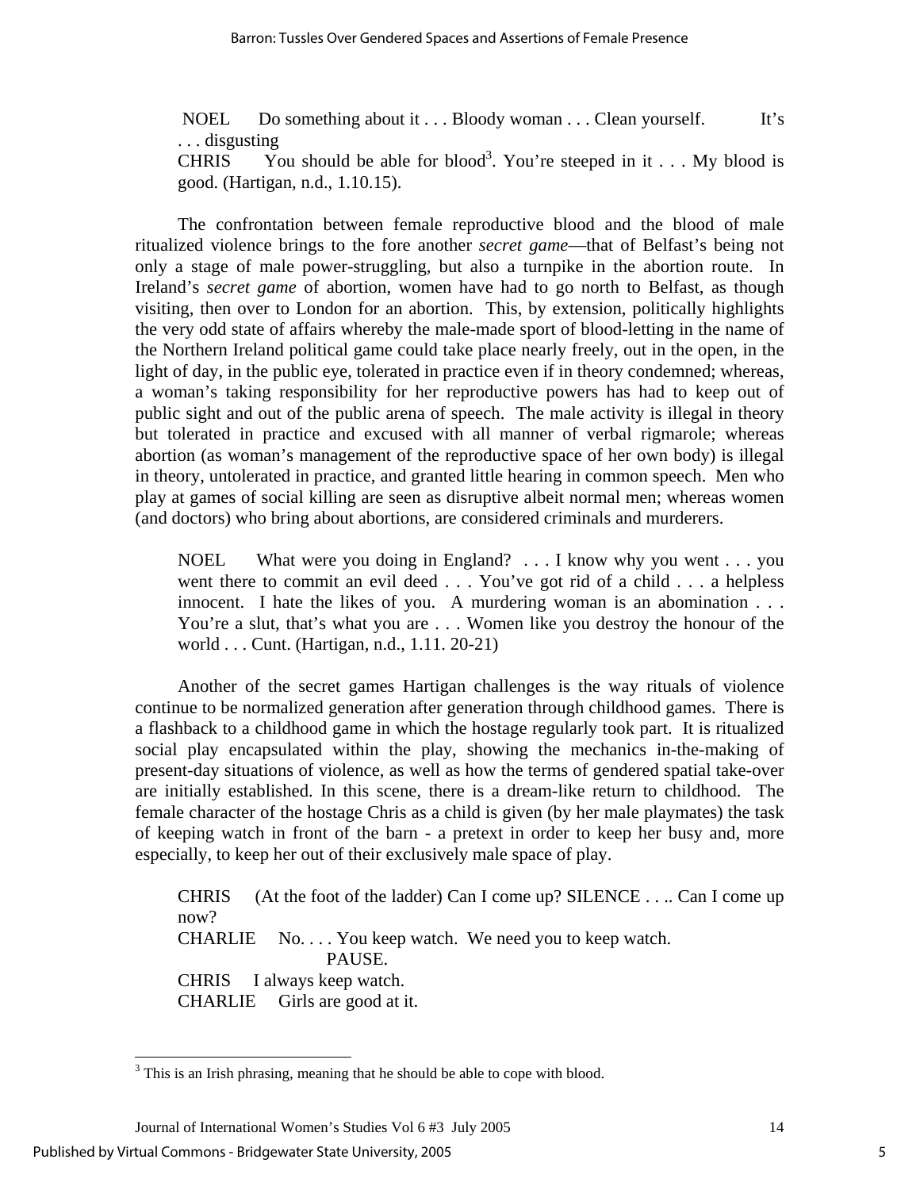NOEL Do something about it . . . Bloody woman . . . Clean yourself. It's . . . disgusting
CHRIS You should be able for blood[3]. You're steeped in it . . . My blood is good. (Hartigan, n.d., 1.10.15).

The confrontation between female reproductive blood and the blood of male ritualized violence brings to the fore another *secret game*—that of Belfast's being not only a stage of male power-struggling, but also a turnpike in the abortion route. In Ireland's *secret game* of abortion, women have had to go north to Belfast, as though visiting, then over to London for an abortion. This, by extension, politically highlights the very odd state of affairs whereby the male-made sport of blood-letting in the name of the Northern Ireland political game could take place nearly freely, out in the open, in the light of day, in the public eye, tolerated in practice even if in theory condemned; whereas, a woman's taking responsibility for her reproductive powers has had to keep out of public sight and out of the public arena of speech. The male activity is illegal in theory but tolerated in practice and excused with all manner of verbal rigmarole; whereas abortion (as woman's management of the reproductive space of her own body) is illegal in theory, untolerated in practice, and granted little hearing in common speech. Men who play at games of social killing are seen as disruptive albeit normal men; whereas women (and doctors) who bring about abortions, are considered criminals and murderers.

> NOEL What were you doing in England? . . . I know why you went . . . you went there to commit an evil deed . . . You've got rid of a child . . . a helpless innocent. I hate the likes of you. A murdering woman is an abomination . . . You're a slut, that's what you are . . . Women like you destroy the honour of the world . . . Cunt. (Hartigan, n.d., 1.11. 20-21)

Another of the secret games Hartigan challenges is the way rituals of violence continue to be normalized generation after generation through childhood games. There is a flashback to a childhood game in which the hostage regularly took part. It is ritualized social play encapsulated within the play, showing the mechanics in-the-making of present-day situations of violence, as well as how the terms of gendered spatial take-over are initially established. In this scene, there is a dream-like return to childhood. The female character of the hostage Chris as a child is given (by her male playmates) the task of keeping watch in front of the barn - a pretext in order to keep her busy and, more especially, to keep her out of their exclusively male space of play.

> CHRIS (At the foot of the ladder) Can I come up? SILENCE . . .. Can I come up now?
> CHARLIE No. . . . You keep watch. We need you to keep watch.
> PAUSE.
> CHRIS I always keep watch.
> CHARLIE Girls are good at it.

[3] This is an Irish phrasing, meaning that he should be able to cope with blood.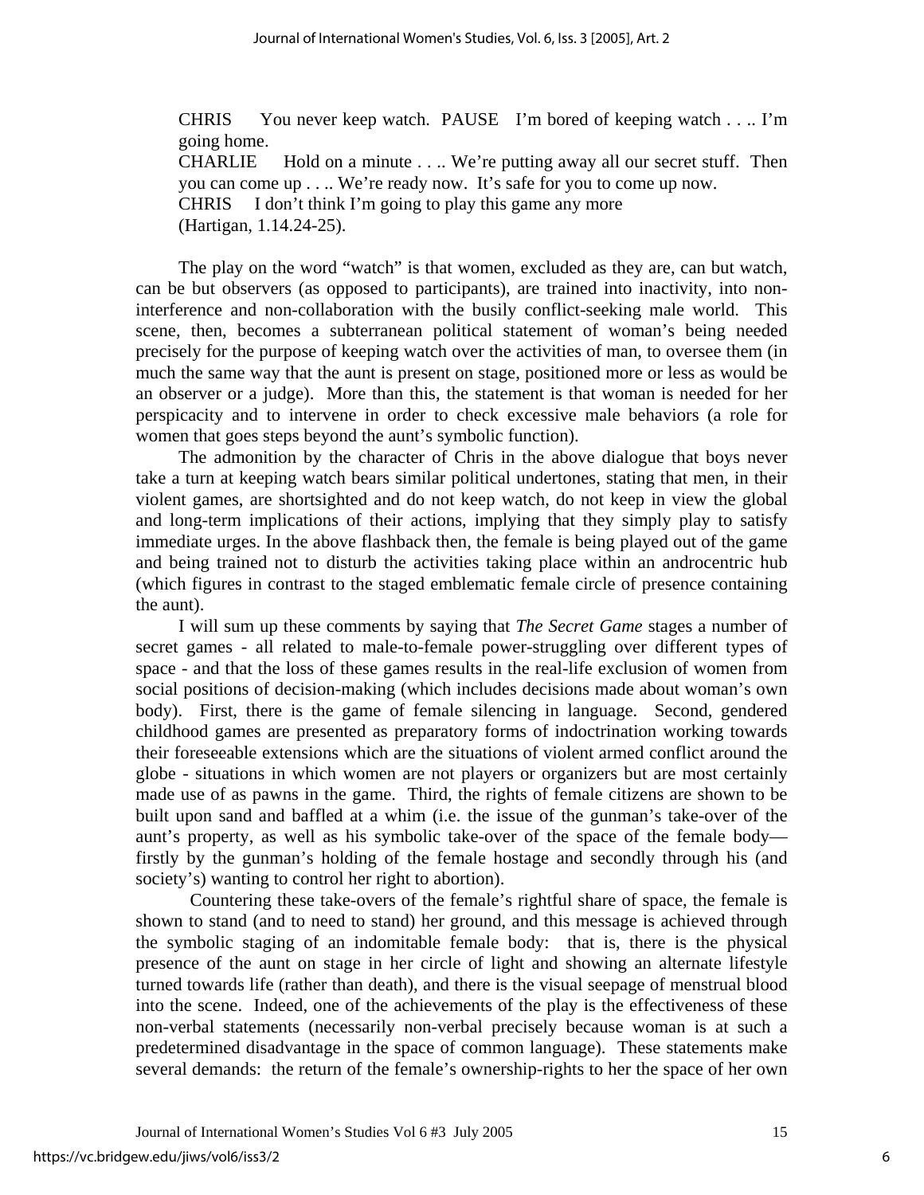CHRIS You never keep watch. PAUSE I'm bored of keeping watch . . .. I'm going home.
CHARLIE Hold on a minute . . .. We're putting away all our secret stuff. Then you can come up . . .. We're ready now. It's safe for you to come up now.
CHRIS I don't think I'm going to play this game any more
(Hartigan, 1.14.24-25).

The play on the word "watch" is that women, excluded as they are, can but watch, can be but observers (as opposed to participants), are trained into inactivity, into non-interference and non-collaboration with the busily conflict-seeking male world. This scene, then, becomes a subterranean political statement of woman's being needed precisely for the purpose of keeping watch over the activities of man, to oversee them (in much the same way that the aunt is present on stage, positioned more or less as would be an observer or a judge). More than this, the statement is that woman is needed for her perspicacity and to intervene in order to check excessive male behaviors (a role for women that goes steps beyond the aunt's symbolic function).

The admonition by the character of Chris in the above dialogue that boys never take a turn at keeping watch bears similar political undertones, stating that men, in their violent games, are shortsighted and do not keep watch, do not keep in view the global and long-term implications of their actions, implying that they simply play to satisfy immediate urges. In the above flashback then, the female is being played out of the game and being trained not to disturb the activities taking place within an androcentric hub (which figures in contrast to the staged emblematic female circle of presence containing the aunt).

I will sum up these comments by saying that *The Secret Game* stages a number of secret games - all related to male-to-female power-struggling over different types of space - and that the loss of these games results in the real-life exclusion of women from social positions of decision-making (which includes decisions made about woman's own body). First, there is the game of female silencing in language. Second, gendered childhood games are presented as preparatory forms of indoctrination working towards their foreseeable extensions which are the situations of violent armed conflict around the globe - situations in which women are not players or organizers but are most certainly made use of as pawns in the game. Third, the rights of female citizens are shown to be built upon sand and baffled at a whim (i.e. the issue of the gunman's take-over of the aunt's property, as well as his symbolic take-over of the space of the female body—firstly by the gunman's holding of the female hostage and secondly through his (and society's) wanting to control her right to abortion).

Countering these take-overs of the female's rightful share of space, the female is shown to stand (and to need to stand) her ground, and this message is achieved through the symbolic staging of an indomitable female body: that is, there is the physical presence of the aunt on stage in her circle of light and showing an alternate lifestyle turned towards life (rather than death), and there is the visual seepage of menstrual blood into the scene. Indeed, one of the achievements of the play is the effectiveness of these non-verbal statements (necessarily non-verbal precisely because woman is at such a predetermined disadvantage in the space of common language). These statements make several demands: the return of the female's ownership-rights to her the space of her own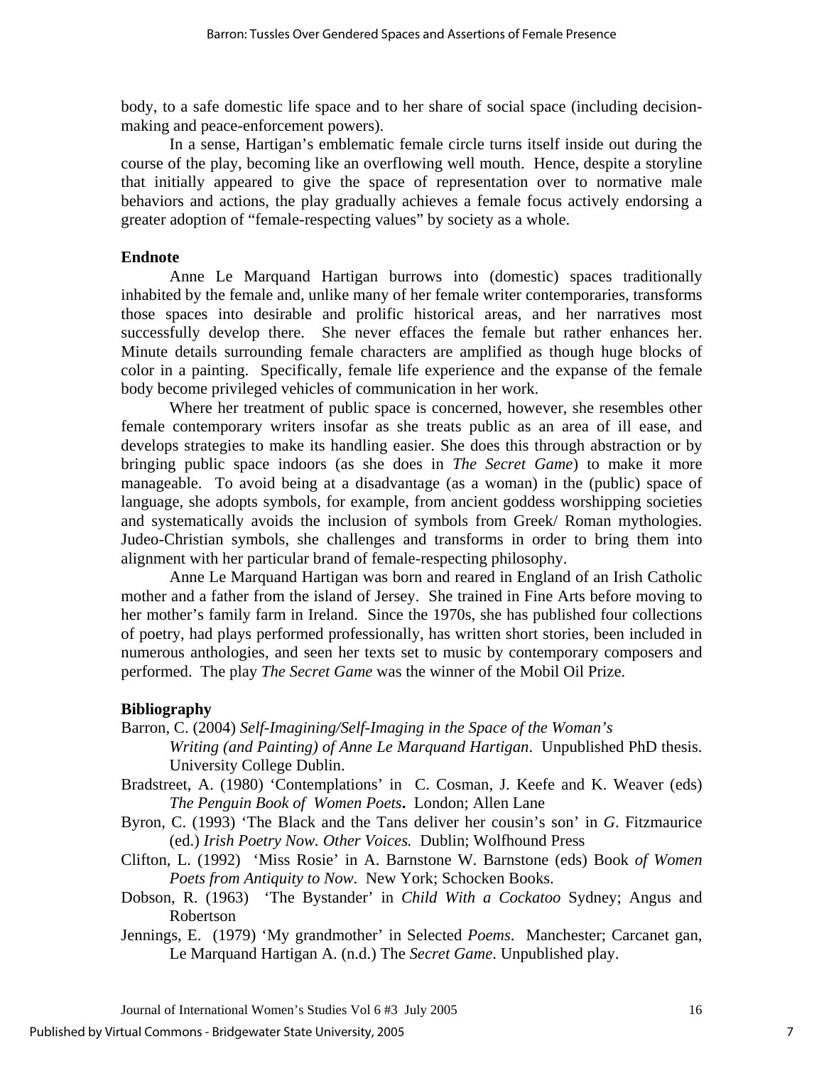body, to a safe domestic life space and to her share of social space (including decision-making and peace-enforcement powers).

In a sense, Hartigan's emblematic female circle turns itself inside out during the course of the play, becoming like an overflowing well mouth. Hence, despite a storyline that initially appeared to give the space of representation over to normative male behaviors and actions, the play gradually achieves a female focus actively endorsing a greater adoption of "female-respecting values" by society as a whole.

### Endnote

Anne Le Marquand Hartigan burrows into (domestic) spaces traditionally inhabited by the female and, unlike many of her female writer contemporaries, transforms those spaces into desirable and prolific historical areas, and her narratives most successfully develop there. She never effaces the female but rather enhances her. Minute details surrounding female characters are amplified as though huge blocks of color in a painting. Specifically, female life experience and the expanse of the female body become privileged vehicles of communication in her work.

Where her treatment of public space is concerned, however, she resembles other female contemporary writers insofar as she treats public as an area of ill ease, and develops strategies to make its handling easier. She does this through abstraction or by bringing public space indoors (as she does in *The Secret Game*) to make it more manageable. To avoid being at a disadvantage (as a woman) in the (public) space of language, she adopts symbols, for example, from ancient goddess worshipping societies and systematically avoids the inclusion of symbols from Greek/ Roman mythologies. Judeo-Christian symbols, she challenges and transforms in order to bring them into alignment with her particular brand of female-respecting philosophy.

Anne Le Marquand Hartigan was born and reared in England of an Irish Catholic mother and a father from the island of Jersey. She trained in Fine Arts before moving to her mother's family farm in Ireland. Since the 1970s, she has published four collections of poetry, had plays performed professionally, has written short stories, been included in numerous anthologies, and seen her texts set to music by contemporary composers and performed. The play *The Secret Game* was the winner of the Mobil Oil Prize.

### Bibliography

Barron, C. (2004) *Self-Imagining/Self-Imaging in the Space of the Woman's Writing (and Painting) of Anne Le Marquand Hartigan*. Unpublished PhD thesis. University College Dublin.

Bradstreet, A. (1980) 'Contemplations' in C. Cosman, J. Keefe and K. Weaver (eds) *The Penguin Book of Women Poets***.** London; Allen Lane

Byron, C. (1993) 'The Black and the Tans deliver her cousin's son' in *G*. Fitzmaurice (ed.) *Irish Poetry Now. Other Voices.* Dublin; Wolfhound Press

Clifton, L. (1992) 'Miss Rosie' in A. Barnstone W. Barnstone (eds) Book *of Women Poets from Antiquity to Now*. New York; Schocken Books.

Dobson, R. (1963) 'The Bystander' in *Child With a Cockatoo* Sydney; Angus and Robertson

Jennings, E. (1979) 'My grandmother' in Selected *Poems*. Manchester; Carcanet gan, Le Marquand Hartigan A. (n.d.) The *Secret Game*. Unpublished play.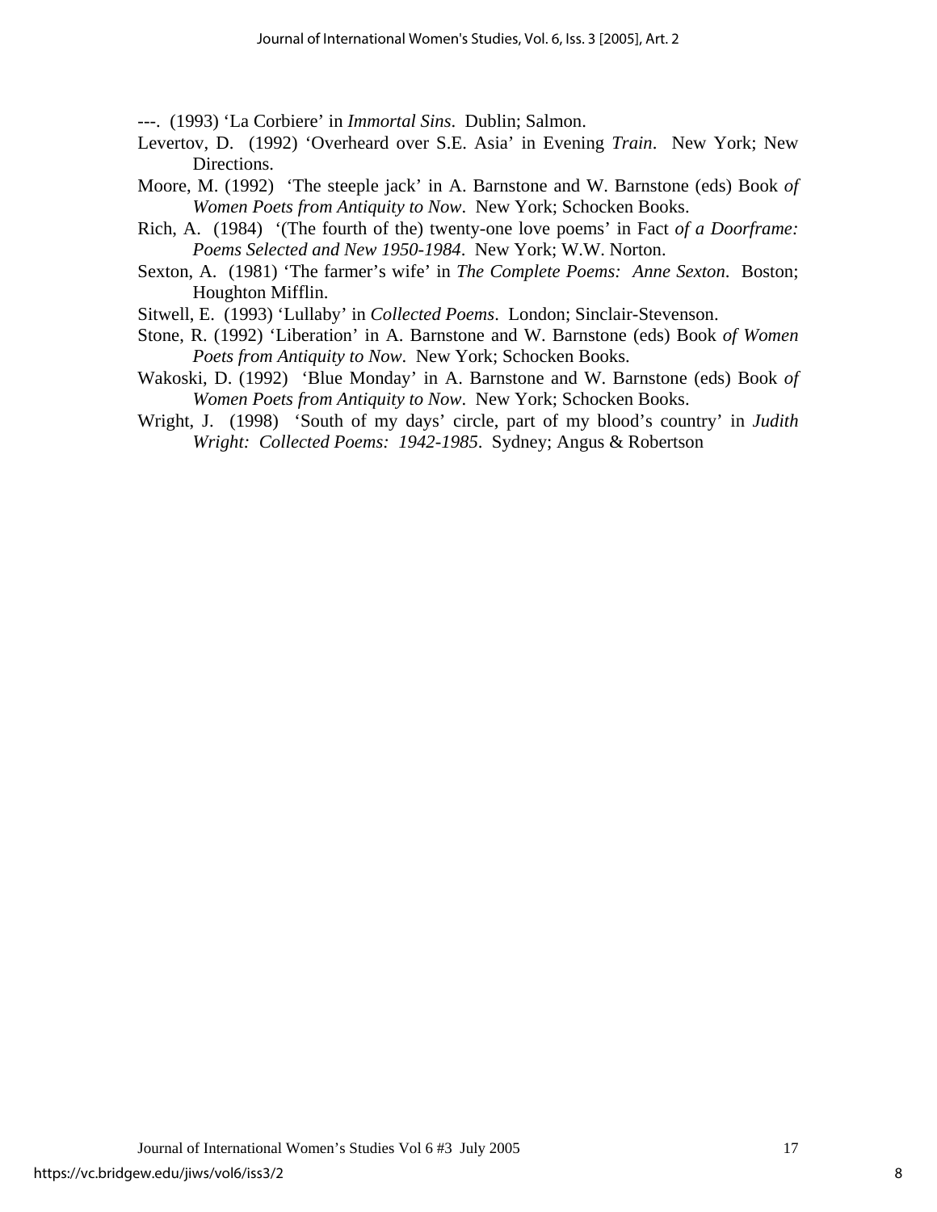---. (1993) 'La Corbiere' in *Immortal Sins*. Dublin; Salmon.

Levertov, D. (1992) 'Overheard over S.E. Asia' in Evening *Train*. New York; New Directions.

Moore, M. (1992) 'The steeple jack' in A. Barnstone and W. Barnstone (eds) Book *of Women Poets from Antiquity to Now*. New York; Schocken Books.

Rich, A. (1984) '(The fourth of the) twenty-one love poems' in Fact *of a Doorframe: Poems Selected and New 1950-1984*. New York; W.W. Norton.

Sexton, A. (1981) 'The farmer's wife' in *The Complete Poems: Anne Sexton*. Boston; Houghton Mifflin.

Sitwell, E. (1993) 'Lullaby' in *Collected Poems*. London; Sinclair-Stevenson.

Stone, R. (1992) 'Liberation' in A. Barnstone and W. Barnstone (eds) Book *of Women Poets from Antiquity to Now*. New York; Schocken Books.

Wakoski, D. (1992) 'Blue Monday' in A. Barnstone and W. Barnstone (eds) Book *of Women Poets from Antiquity to Now*. New York; Schocken Books.

Wright, J. (1998) 'South of my days' circle, part of my blood's country' in *Judith Wright: Collected Poems: 1942-1985*. Sydney; Angus & Robertson